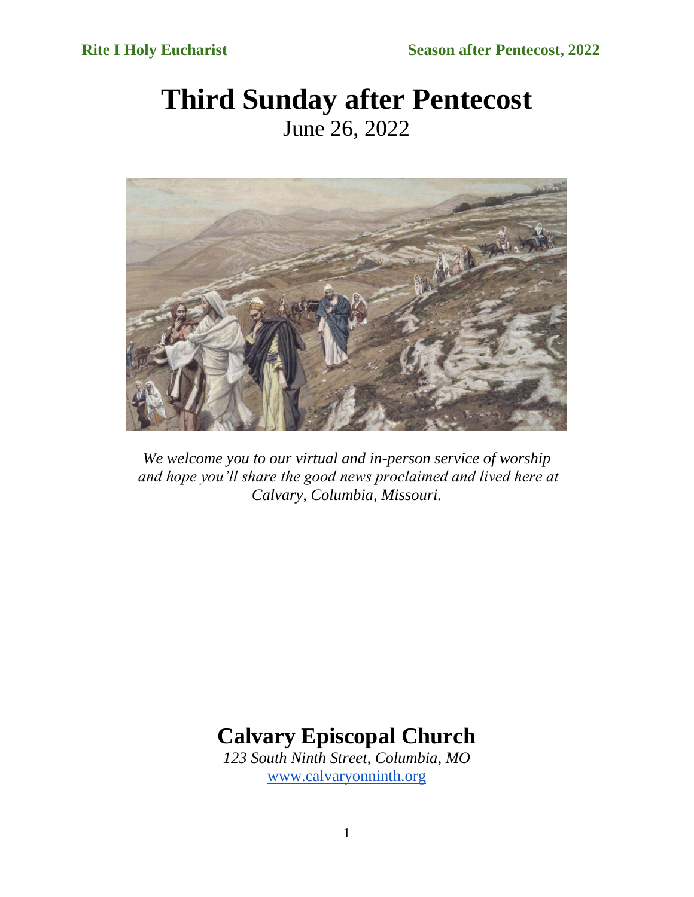# Third Sunday after Pentecost

June 26, 2022

*We welcome you to our virtual and in-person service of worship and hope you'll share the good news proclaimed and lived here at Calvary, Columbia, Missouri.*

## Calvary Episcopal Church

*123 South Ninth Street, Columbia, MO*

www.calvaryonninth.org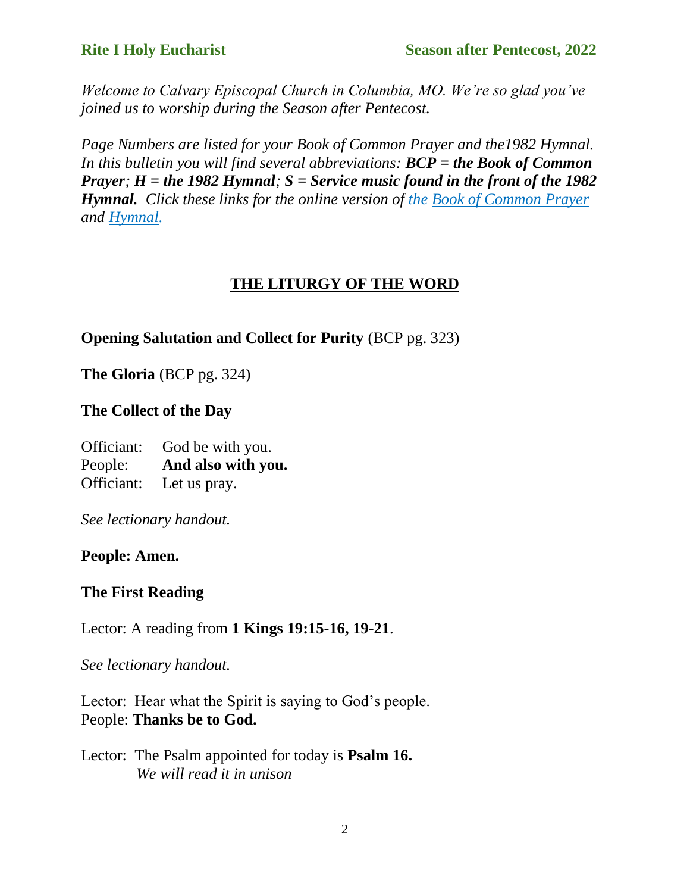*Welcome to Calvary Episcopal Church in Columbia, MO. We're so glad you've joined us to worship during the Season after Pentecost.*

*Page Numbers are listed for your Book of Common Prayer and the1982 Hymnal. In this bulletin you will find several abbreviations:* ***BCP = the Book of Common Prayer****;* ***H = the 1982 Hymnal****;* ***S = Service music found in the front of the 1982 Hymnal.*** *Click these links for the online version of the Book of Common Prayer and Hymnal.*

## THE LITURGY OF THE WORD

**Opening Salutation and Collect for Purity** (BCP pg. 323)

**The Gloria** (BCP pg. 324)

**The Collect of the Day**

Officiant: God be with you.
People: **And also with you.**
Officiant: Let us pray.

*See lectionary handout.*

**People: Amen.**

**The First Reading**

Lector: A reading from **1 Kings 19:15-16, 19-21**.

*See lectionary handout.*

Lector: Hear what the Spirit is saying to God's people.
People: **Thanks be to God.**

Lector: The Psalm appointed for today is **Psalm 16.**
*We will read it in unison*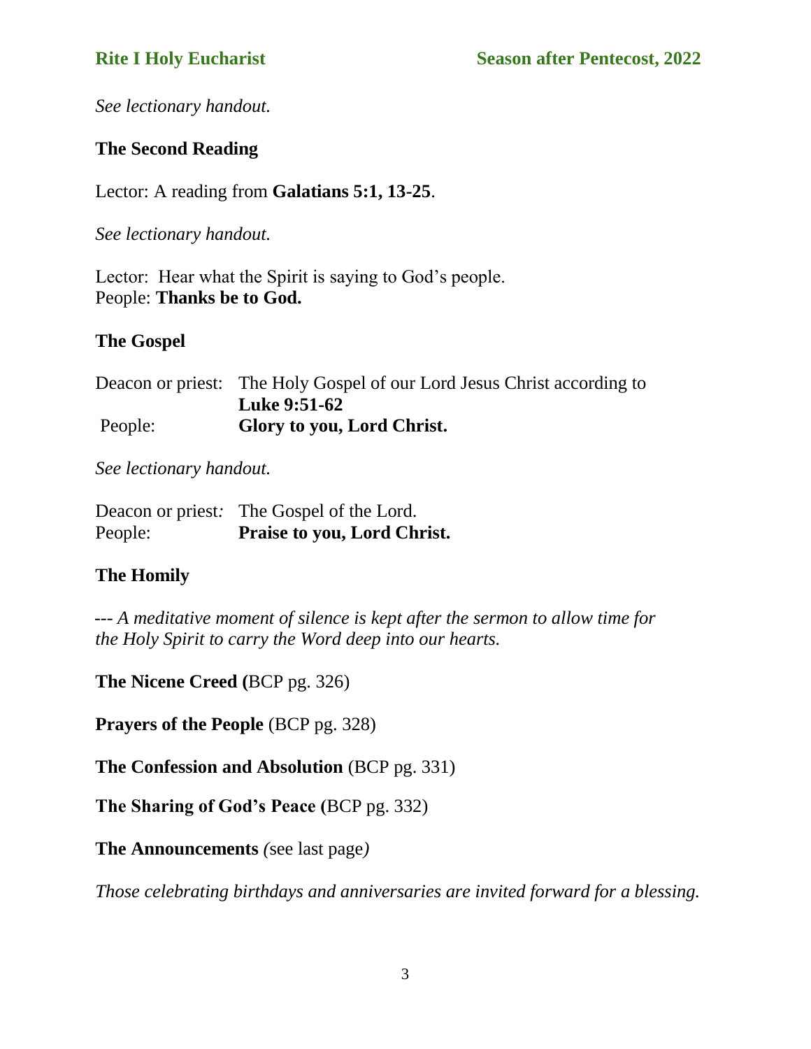*See lectionary handout.*

### The Second Reading

Lector: A reading from **Galatians 5:1, 13-25**.

*See lectionary handout.*

Lector: Hear what the Spirit is saying to God's people.
People: **Thanks be to God.**

### The Gospel

Deacon or priest: The Holy Gospel of our Lord Jesus Christ according to **Luke 9:51-62**
People: **Glory to you, Lord Christ.**

*See lectionary handout.*

Deacon or priest*:* The Gospel of the Lord.
People: **Praise to you, Lord Christ.**

### The Homily

--- *A meditative moment of silence is kept after the sermon to allow time for the Holy Spirit to carry the Word deep into our hearts.*

**The Nicene Creed (**BCP pg. 326)

**Prayers of the People** (BCP pg. 328)

**The Confession and Absolution** (BCP pg. 331)

**The Sharing of God's Peace (**BCP pg. 332)

**The Announcements** *(*see last page*)*

*Those celebrating birthdays and anniversaries are invited forward for a blessing.*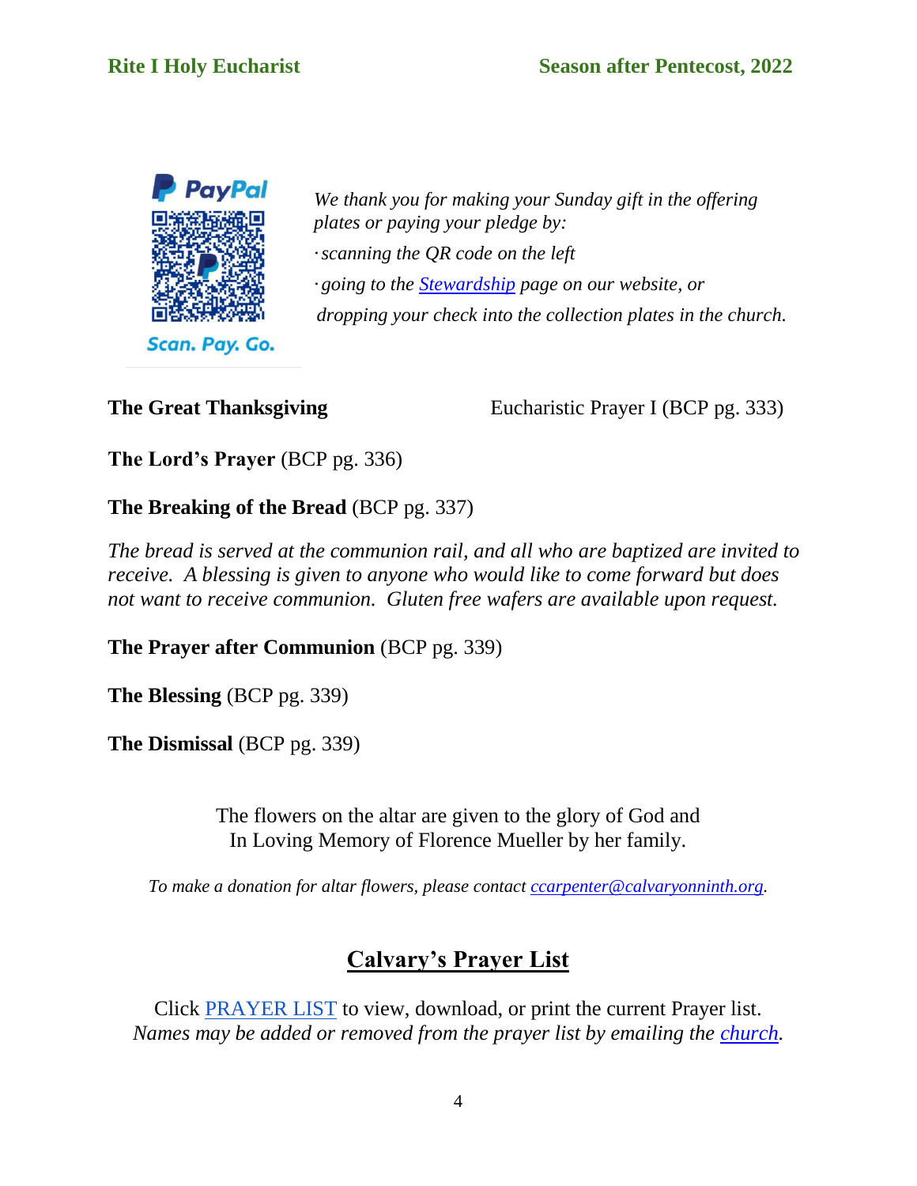*We thank you for making your Sunday gift in the offering plates or paying your pledge by:*

- *scanning the QR code on the left*
- *going to the Stewardship page on our website, or*

*dropping your check into the collection plates in the church.*

**The Great Thanksgiving** Eucharistic Prayer I (BCP pg. 333)

**The Lord's Prayer** (BCP pg. 336)

**The Breaking of the Bread** (BCP pg. 337)

*The bread is served at the communion rail, and all who are baptized are invited to receive. A blessing is given to anyone who would like to come forward but does not want to receive communion. Gluten free wafers are available upon request.*

**The Prayer after Communion** (BCP pg. 339)

**The Blessing** (BCP pg. 339)

**The Dismissal** (BCP pg. 339)

The flowers on the altar are given to the glory of God and
In Loving Memory of Florence Mueller by her family.

*To make a donation for altar flowers, please contact ccarpenter@calvaryonninth.org.*

## Calvary's Prayer List

Click PRAYER LIST to view, download, or print the current Prayer list.
*Names may be added or removed from the prayer list by emailing the church.*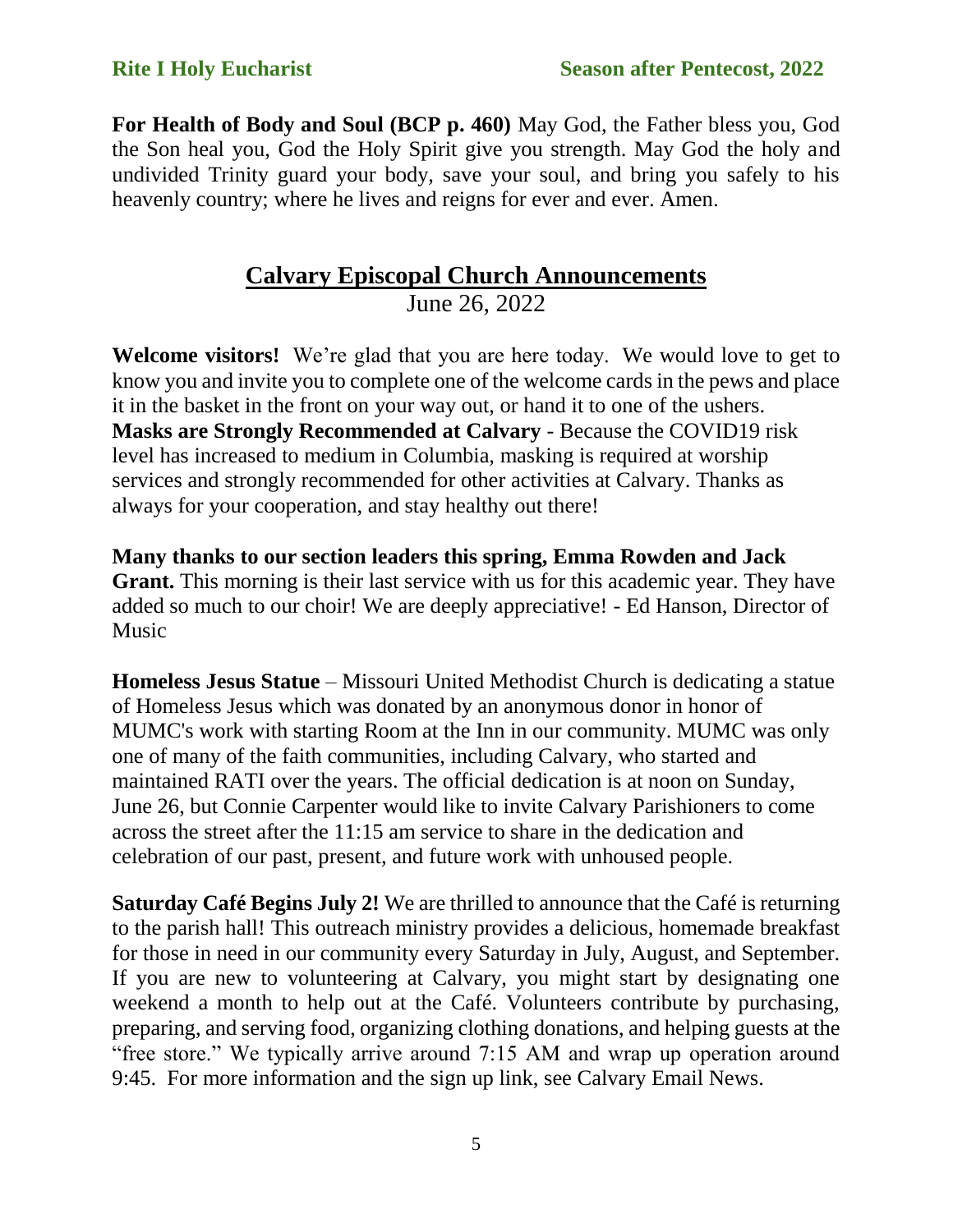**For Health of Body and Soul (BCP p. 460)** May God, the Father bless you, God the Son heal you, God the Holy Spirit give you strength. May God the holy and undivided Trinity guard your body, save your soul, and bring you safely to his heavenly country; where he lives and reigns for ever and ever. Amen.

## Calvary Episcopal Church Announcements

June 26, 2022

**Welcome visitors!** We're glad that you are here today. We would love to get to know you and invite you to complete one of the welcome cards in the pews and place it in the basket in the front on your way out, or hand it to one of the ushers.
**Masks are Strongly Recommended at Calvary** - Because the COVID19 risk level has increased to medium in Columbia, masking is required at worship services and strongly recommended for other activities at Calvary. Thanks as always for your cooperation, and stay healthy out there!

**Many thanks to our section leaders this spring, Emma Rowden and Jack Grant.** This morning is their last service with us for this academic year. They have added so much to our choir! We are deeply appreciative! - Ed Hanson, Director of Music

**Homeless Jesus Statue** – Missouri United Methodist Church is dedicating a statue of Homeless Jesus which was donated by an anonymous donor in honor of MUMC's work with starting Room at the Inn in our community. MUMC was only one of many of the faith communities, including Calvary, who started and maintained RATI over the years. The official dedication is at noon on Sunday, June 26, but Connie Carpenter would like to invite Calvary Parishioners to come across the street after the 11:15 am service to share in the dedication and celebration of our past, present, and future work with unhoused people.

**Saturday Café Begins July 2!** We are thrilled to announce that the Café is returning to the parish hall! This outreach ministry provides a delicious, homemade breakfast for those in need in our community every Saturday in July, August, and September. If you are new to volunteering at Calvary, you might start by designating one weekend a month to help out at the Café. Volunteers contribute by purchasing, preparing, and serving food, organizing clothing donations, and helping guests at the "free store." We typically arrive around 7:15 AM and wrap up operation around 9:45. For more information and the sign up link, see Calvary Email News.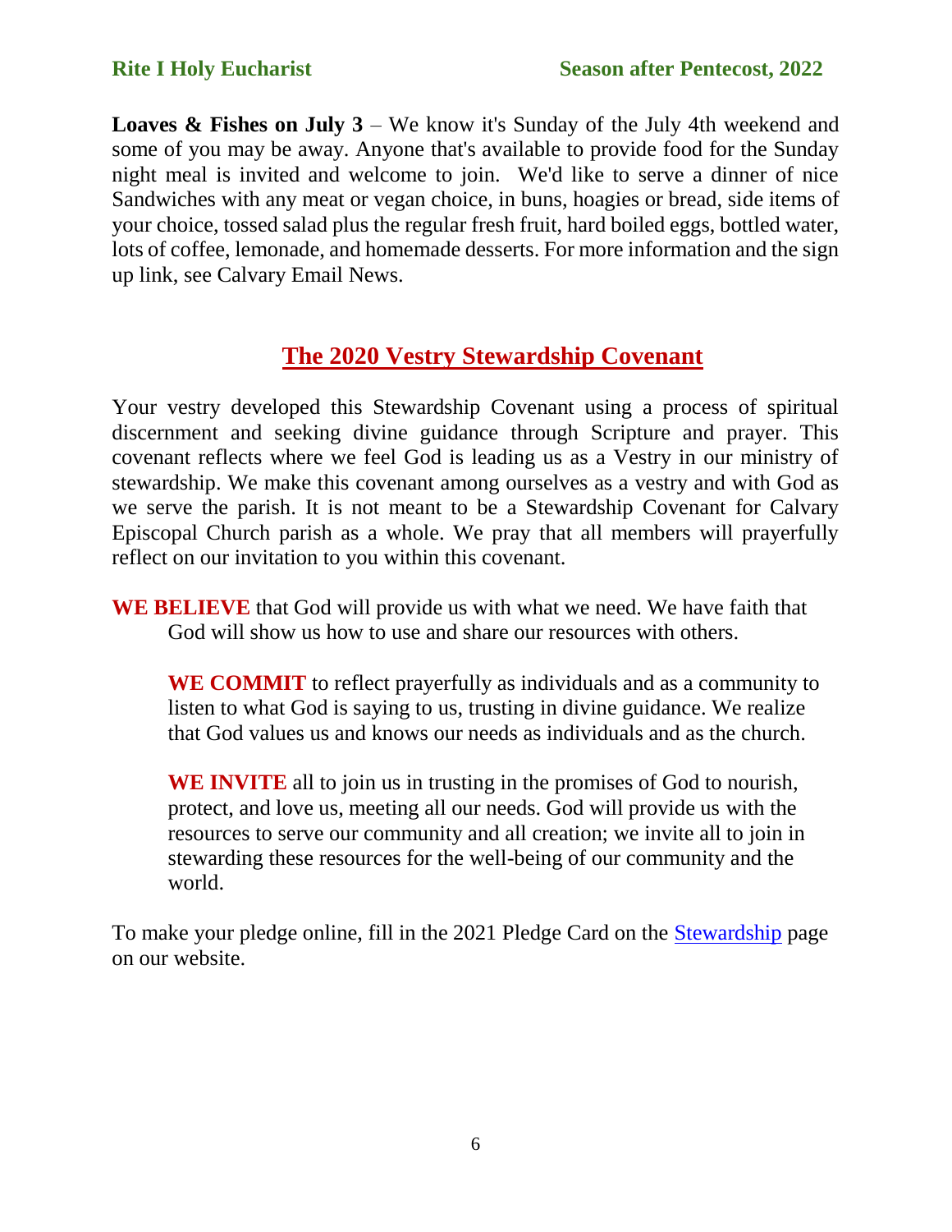**Loaves & Fishes on July 3** – We know it's Sunday of the July 4th weekend and some of you may be away. Anyone that's available to provide food for the Sunday night meal is invited and welcome to join. We'd like to serve a dinner of nice Sandwiches with any meat or vegan choice, in buns, hoagies or bread, side items of your choice, tossed salad plus the regular fresh fruit, hard boiled eggs, bottled water, lots of coffee, lemonade, and homemade desserts. For more information and the sign up link, see Calvary Email News.

## The 2020 Vestry Stewardship Covenant

Your vestry developed this Stewardship Covenant using a process of spiritual discernment and seeking divine guidance through Scripture and prayer. This covenant reflects where we feel God is leading us as a Vestry in our ministry of stewardship. We make this covenant among ourselves as a vestry and with God as we serve the parish. It is not meant to be a Stewardship Covenant for Calvary Episcopal Church parish as a whole. We pray that all members will prayerfully reflect on our invitation to you within this covenant.

**WE BELIEVE** that God will provide us with what we need. We have faith that God will show us how to use and share our resources with others.

**WE COMMIT** to reflect prayerfully as individuals and as a community to listen to what God is saying to us, trusting in divine guidance. We realize that God values us and knows our needs as individuals and as the church.

**WE INVITE** all to join us in trusting in the promises of God to nourish, protect, and love us, meeting all our needs. God will provide us with the resources to serve our community and all creation; we invite all to join in stewarding these resources for the well-being of our community and the world.

To make your pledge online, fill in the 2021 Pledge Card on the Stewardship page on our website.